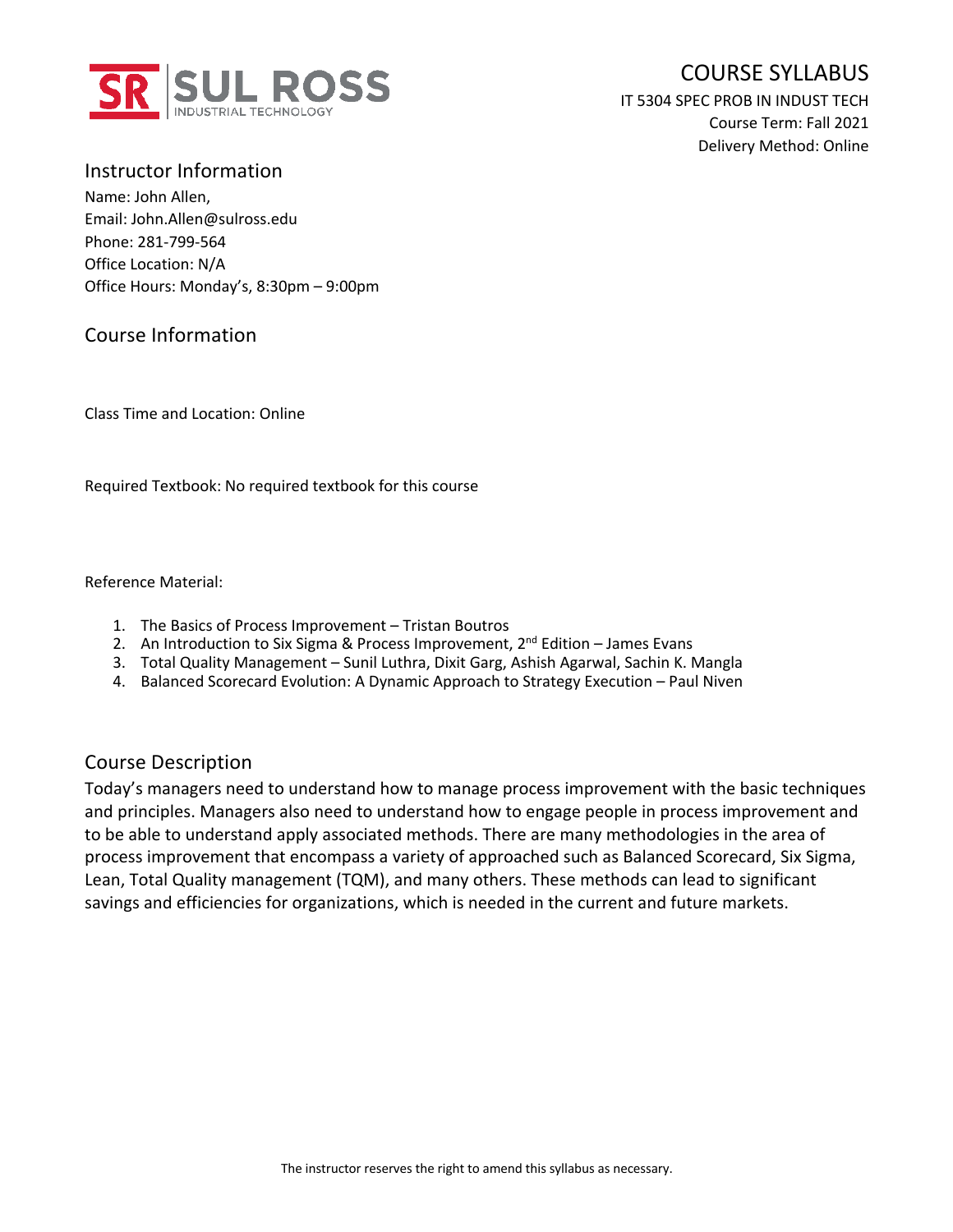# COURSE SYLLABUS

IT 5304 SPEC PROB IN INDUST TECH
Course Term: Fall 2021
Delivery Method: Online

## Instructor Information

Name: John Allen,
Email: John.Allen@sulross.edu
Phone: 281-799-564
Office Location: N/A
Office Hours: Monday's, 8:30pm – 9:00pm

## Course Information

Class Time and Location: Online

Required Textbook: No required textbook for this course

Reference Material:

1. The Basics of Process Improvement – Tristan Boutros
2. An Introduction to Six Sigma & Process Improvement, 2nd Edition – James Evans
3. Total Quality Management – Sunil Luthra, Dixit Garg, Ashish Agarwal, Sachin K. Mangla
4. Balanced Scorecard Evolution: A Dynamic Approach to Strategy Execution – Paul Niven

## Course Description

Today's managers need to understand how to manage process improvement with the basic techniques and principles. Managers also need to understand how to engage people in process improvement and to be able to understand apply associated methods. There are many methodologies in the area of process improvement that encompass a variety of approached such as Balanced Scorecard, Six Sigma, Lean, Total Quality management (TQM), and many others. These methods can lead to significant savings and efficiencies for organizations, which is needed in the current and future markets.

The instructor reserves the right to amend this syllabus as necessary.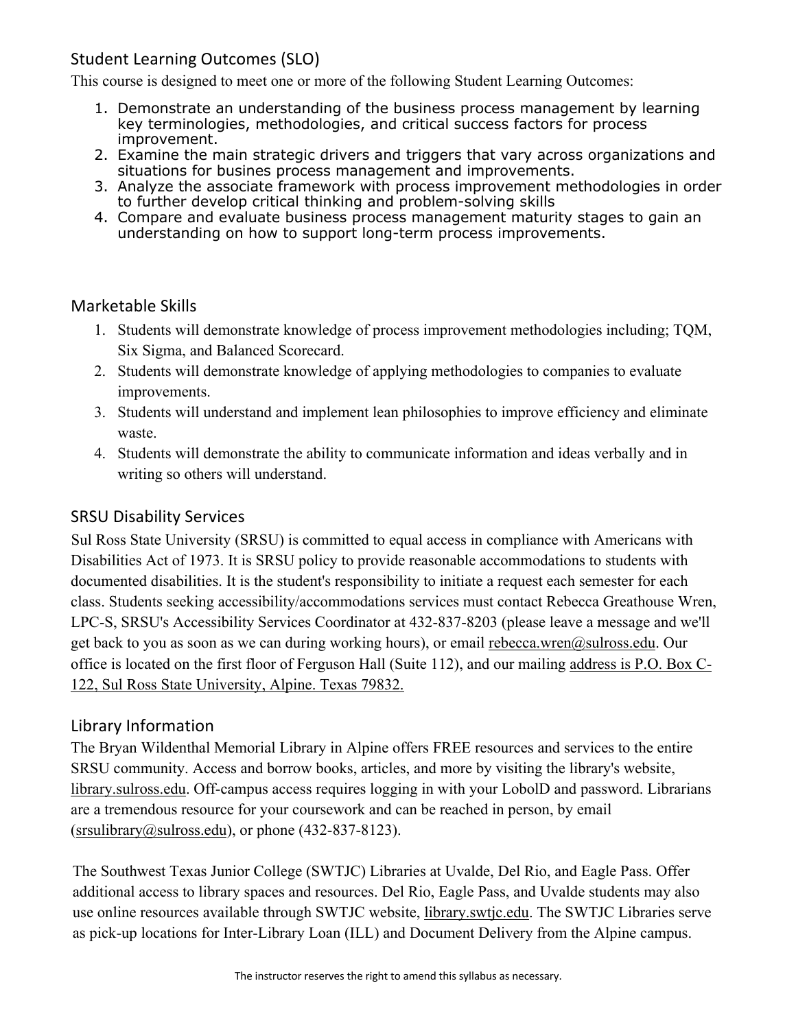## Student Learning Outcomes (SLO)

This course is designed to meet one or more of the following Student Learning Outcomes:

1. Demonstrate an understanding of the business process management by learning key terminologies, methodologies, and critical success factors for process improvement.
2. Examine the main strategic drivers and triggers that vary across organizations and situations for busines process management and improvements.
3. Analyze the associate framework with process improvement methodologies in order to further develop critical thinking and problem-solving skills
4. Compare and evaluate business process management maturity stages to gain an understanding on how to support long-term process improvements.

## Marketable Skills

1. Students will demonstrate knowledge of process improvement methodologies including; TQM, Six Sigma, and Balanced Scorecard.
2. Students will demonstrate knowledge of applying methodologies to companies to evaluate improvements.
3. Students will understand and implement lean philosophies to improve efficiency and eliminate waste.
4. Students will demonstrate the ability to communicate information and ideas verbally and in writing so others will understand.

## SRSU Disability Services

Sul Ross State University (SRSU) is committed to equal access in compliance with Americans with Disabilities Act of 1973. It is SRSU policy to provide reasonable accommodations to students with documented disabilities. It is the student's responsibility to initiate a request each semester for each class. Students seeking accessibility/accommodations services must contact Rebecca Greathouse Wren, LPC-S, SRSU's Accessibility Services Coordinator at 432-837-8203 (please leave a message and we'll get back to you as soon as we can during working hours), or email rebecca.wren@sulross.edu. Our office is located on the first floor of Ferguson Hall (Suite 112), and our mailing address is P.O. Box C-122, Sul Ross State University, Alpine. Texas 79832.

## Library Information

The Bryan Wildenthal Memorial Library in Alpine offers FREE resources and services to the entire SRSU community. Access and borrow books, articles, and more by visiting the library's website, library.sulross.edu. Off-campus access requires logging in with your LoboID and password. Librarians are a tremendous resource for your coursework and can be reached in person, by email (srsulibrary@sulross.edu), or phone (432-837-8123).

The Southwest Texas Junior College (SWTJC) Libraries at Uvalde, Del Rio, and Eagle Pass. Offer additional access to library spaces and resources. Del Rio, Eagle Pass, and Uvalde students may also use online resources available through SWTJC website, library.swtjc.edu. The SWTJC Libraries serve as pick-up locations for Inter-Library Loan (ILL) and Document Delivery from the Alpine campus.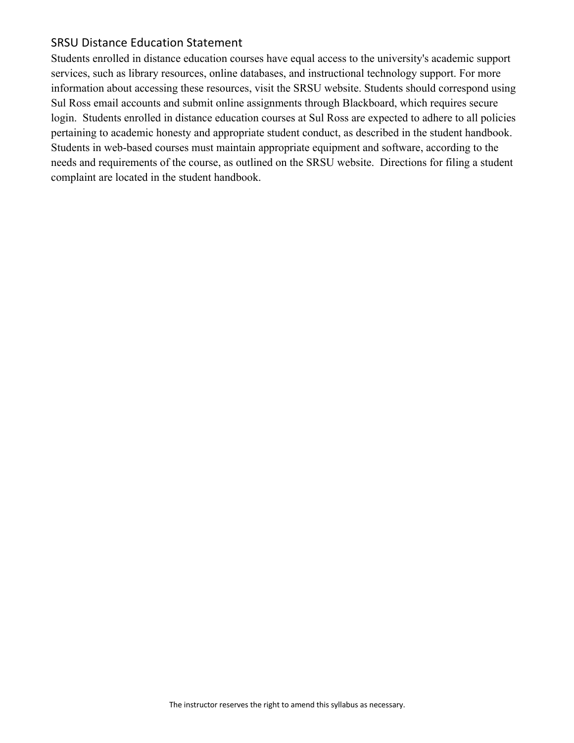## SRSU Distance Education Statement

Students enrolled in distance education courses have equal access to the university's academic support services, such as library resources, online databases, and instructional technology support. For more information about accessing these resources, visit the SRSU website. Students should correspond using Sul Ross email accounts and submit online assignments through Blackboard, which requires secure login. Students enrolled in distance education courses at Sul Ross are expected to adhere to all policies pertaining to academic honesty and appropriate student conduct, as described in the student handbook. Students in web-based courses must maintain appropriate equipment and software, according to the needs and requirements of the course, as outlined on the SRSU website. Directions for filing a student complaint are located in the student handbook.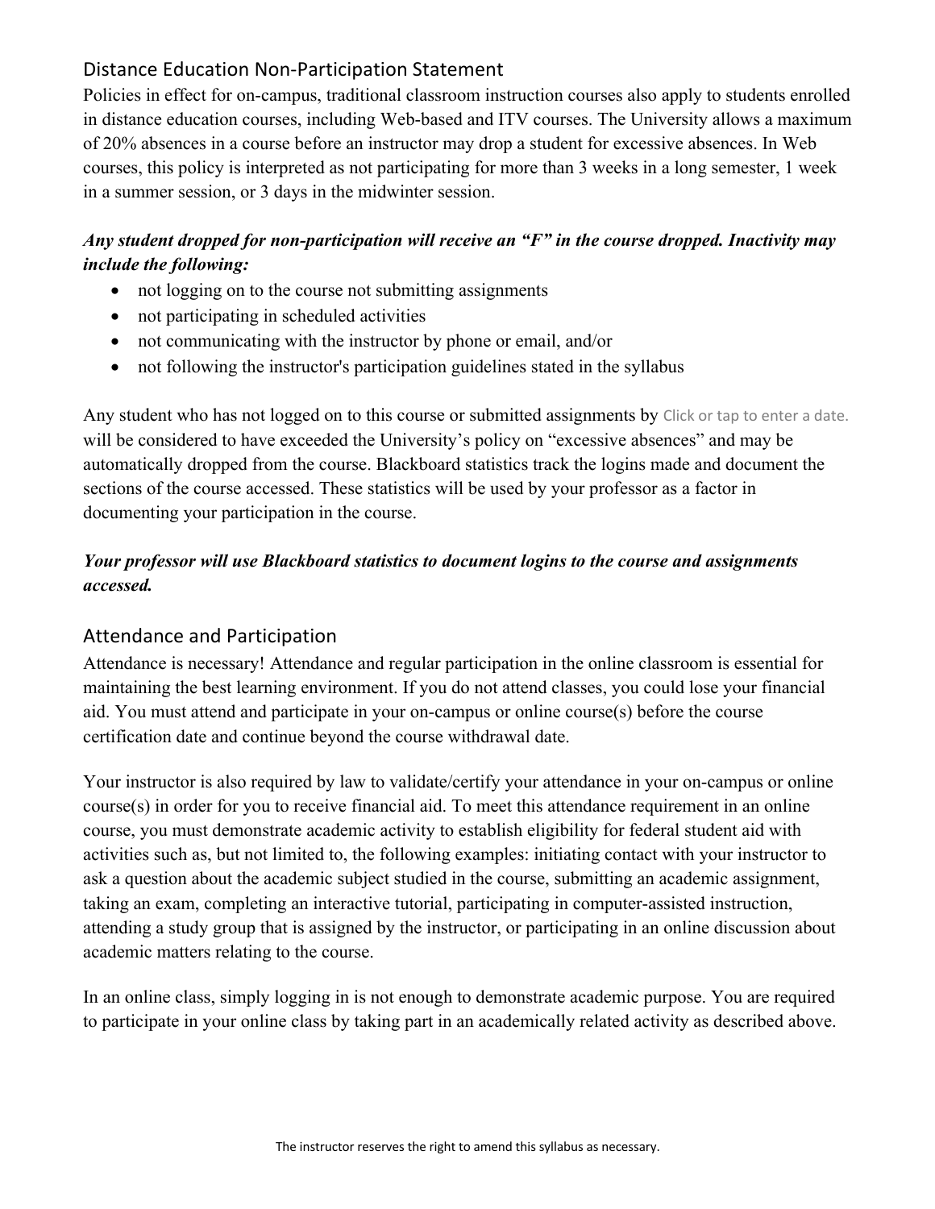## Distance Education Non-Participation Statement

Policies in effect for on-campus, traditional classroom instruction courses also apply to students enrolled in distance education courses, including Web-based and ITV courses. The University allows a maximum of 20% absences in a course before an instructor may drop a student for excessive absences. In Web courses, this policy is interpreted as not participating for more than 3 weeks in a long semester, 1 week in a summer session, or 3 days in the midwinter session.

***Any student dropped for non-participation will receive an "F" in the course dropped. Inactivity may include the following:***

- not logging on to the course not submitting assignments
- not participating in scheduled activities
- not communicating with the instructor by phone or email, and/or
- not following the instructor's participation guidelines stated in the syllabus

Any student who has not logged on to this course or submitted assignments by Click or tap to enter a date. will be considered to have exceeded the University's policy on "excessive absences" and may be automatically dropped from the course. Blackboard statistics track the logins made and document the sections of the course accessed. These statistics will be used by your professor as a factor in documenting your participation in the course.

***Your professor will use Blackboard statistics to document logins to the course and assignments accessed.***

## Attendance and Participation

Attendance is necessary! Attendance and regular participation in the online classroom is essential for maintaining the best learning environment. If you do not attend classes, you could lose your financial aid. You must attend and participate in your on-campus or online course(s) before the course certification date and continue beyond the course withdrawal date.

Your instructor is also required by law to validate/certify your attendance in your on-campus or online course(s) in order for you to receive financial aid. To meet this attendance requirement in an online course, you must demonstrate academic activity to establish eligibility for federal student aid with activities such as, but not limited to, the following examples: initiating contact with your instructor to ask a question about the academic subject studied in the course, submitting an academic assignment, taking an exam, completing an interactive tutorial, participating in computer-assisted instruction, attending a study group that is assigned by the instructor, or participating in an online discussion about academic matters relating to the course.

In an online class, simply logging in is not enough to demonstrate academic purpose. You are required to participate in your online class by taking part in an academically related activity as described above.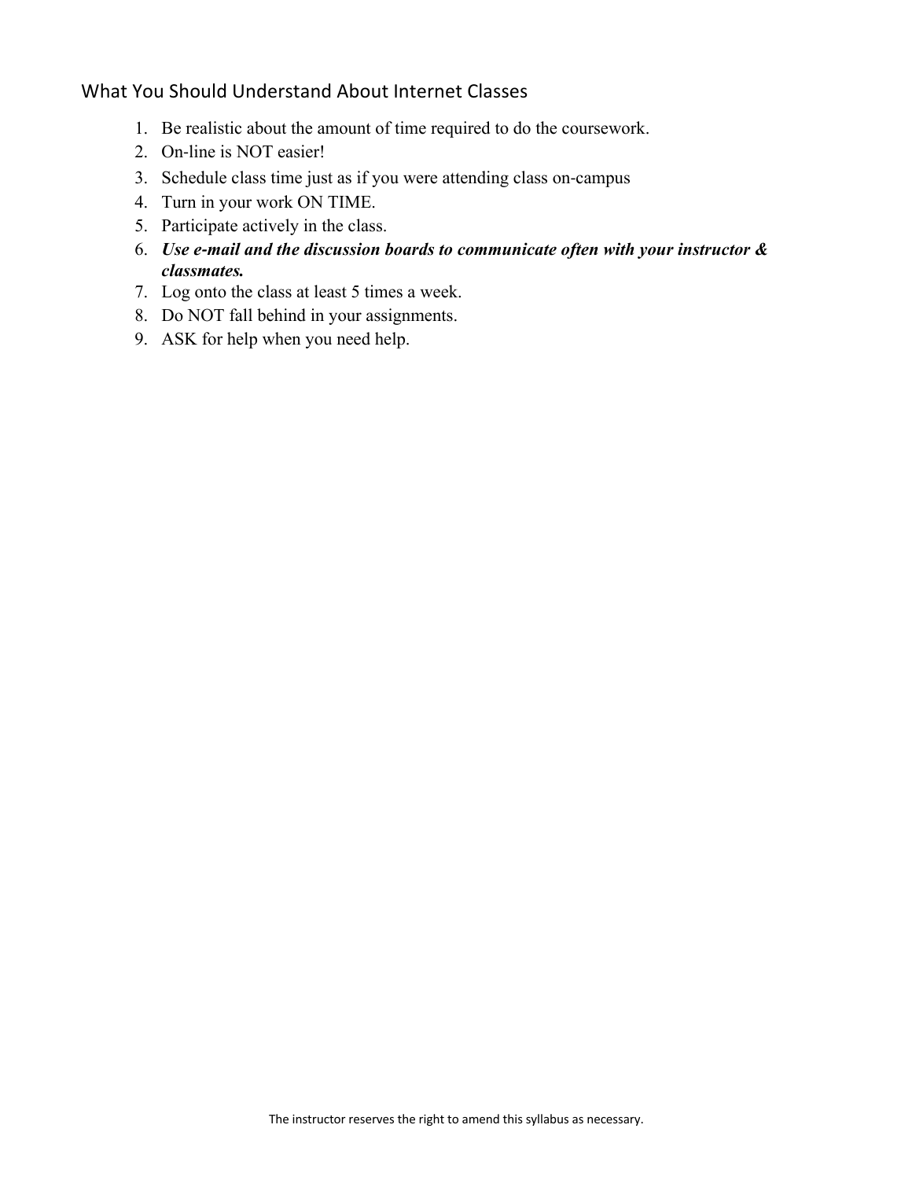## What You Should Understand About Internet Classes

1. Be realistic about the amount of time required to do the coursework.
2. On-line is NOT easier!
3. Schedule class time just as if you were attending class on-campus
4. Turn in your work ON TIME.
5. Participate actively in the class.
6. ***Use e-mail and the discussion boards to communicate often with your instructor & classmates.***
7. Log onto the class at least 5 times a week.
8. Do NOT fall behind in your assignments.
9. ASK for help when you need help.

The instructor reserves the right to amend this syllabus as necessary.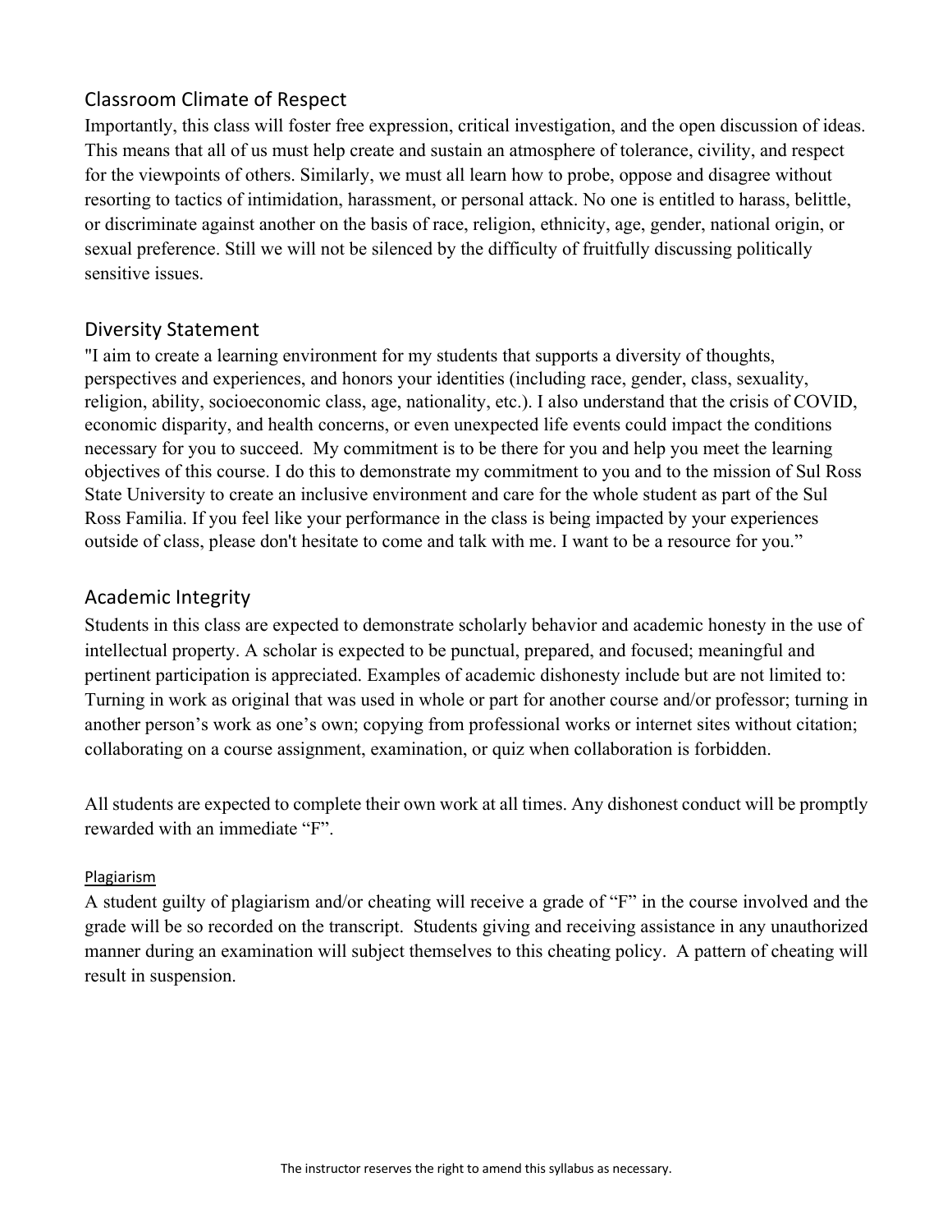## Classroom Climate of Respect

Importantly, this class will foster free expression, critical investigation, and the open discussion of ideas. This means that all of us must help create and sustain an atmosphere of tolerance, civility, and respect for the viewpoints of others. Similarly, we must all learn how to probe, oppose and disagree without resorting to tactics of intimidation, harassment, or personal attack. No one is entitled to harass, belittle, or discriminate against another on the basis of race, religion, ethnicity, age, gender, national origin, or sexual preference. Still we will not be silenced by the difficulty of fruitfully discussing politically sensitive issues.

## Diversity Statement

"I aim to create a learning environment for my students that supports a diversity of thoughts, perspectives and experiences, and honors your identities (including race, gender, class, sexuality, religion, ability, socioeconomic class, age, nationality, etc.). I also understand that the crisis of COVID, economic disparity, and health concerns, or even unexpected life events could impact the conditions necessary for you to succeed. My commitment is to be there for you and help you meet the learning objectives of this course. I do this to demonstrate my commitment to you and to the mission of Sul Ross State University to create an inclusive environment and care for the whole student as part of the Sul Ross Familia. If you feel like your performance in the class is being impacted by your experiences outside of class, please don't hesitate to come and talk with me. I want to be a resource for you."

## Academic Integrity

Students in this class are expected to demonstrate scholarly behavior and academic honesty in the use of intellectual property. A scholar is expected to be punctual, prepared, and focused; meaningful and pertinent participation is appreciated. Examples of academic dishonesty include but are not limited to: Turning in work as original that was used in whole or part for another course and/or professor; turning in another person's work as one's own; copying from professional works or internet sites without citation; collaborating on a course assignment, examination, or quiz when collaboration is forbidden.

All students are expected to complete their own work at all times. Any dishonest conduct will be promptly rewarded with an immediate "F".

### Plagiarism

A student guilty of plagiarism and/or cheating will receive a grade of "F" in the course involved and the grade will be so recorded on the transcript. Students giving and receiving assistance in any unauthorized manner during an examination will subject themselves to this cheating policy. A pattern of cheating will result in suspension.

The instructor reserves the right to amend this syllabus as necessary.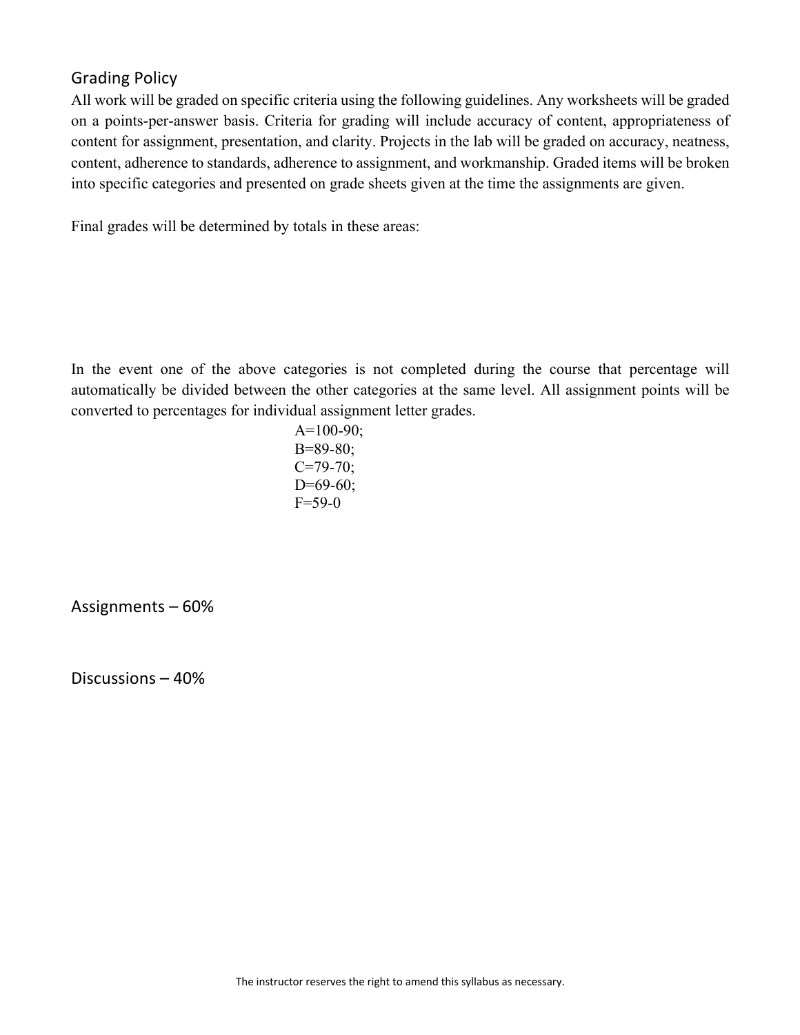## Grading Policy

All work will be graded on specific criteria using the following guidelines. Any worksheets will be graded on a points-per-answer basis. Criteria for grading will include accuracy of content, appropriateness of content for assignment, presentation, and clarity. Projects in the lab will be graded on accuracy, neatness, content, adherence to standards, adherence to assignment, and workmanship. Graded items will be broken into specific categories and presented on grade sheets given at the time the assignments are given.

Final grades will be determined by totals in these areas:

In the event one of the above categories is not completed during the course that percentage will automatically be divided between the other categories at the same level. All assignment points will be converted to percentages for individual assignment letter grades.

A=100-90;
B=89-80;
C=79-70;
D=69-60;
F=59-0

Assignments – 60%

Discussions – 40%

The instructor reserves the right to amend this syllabus as necessary.